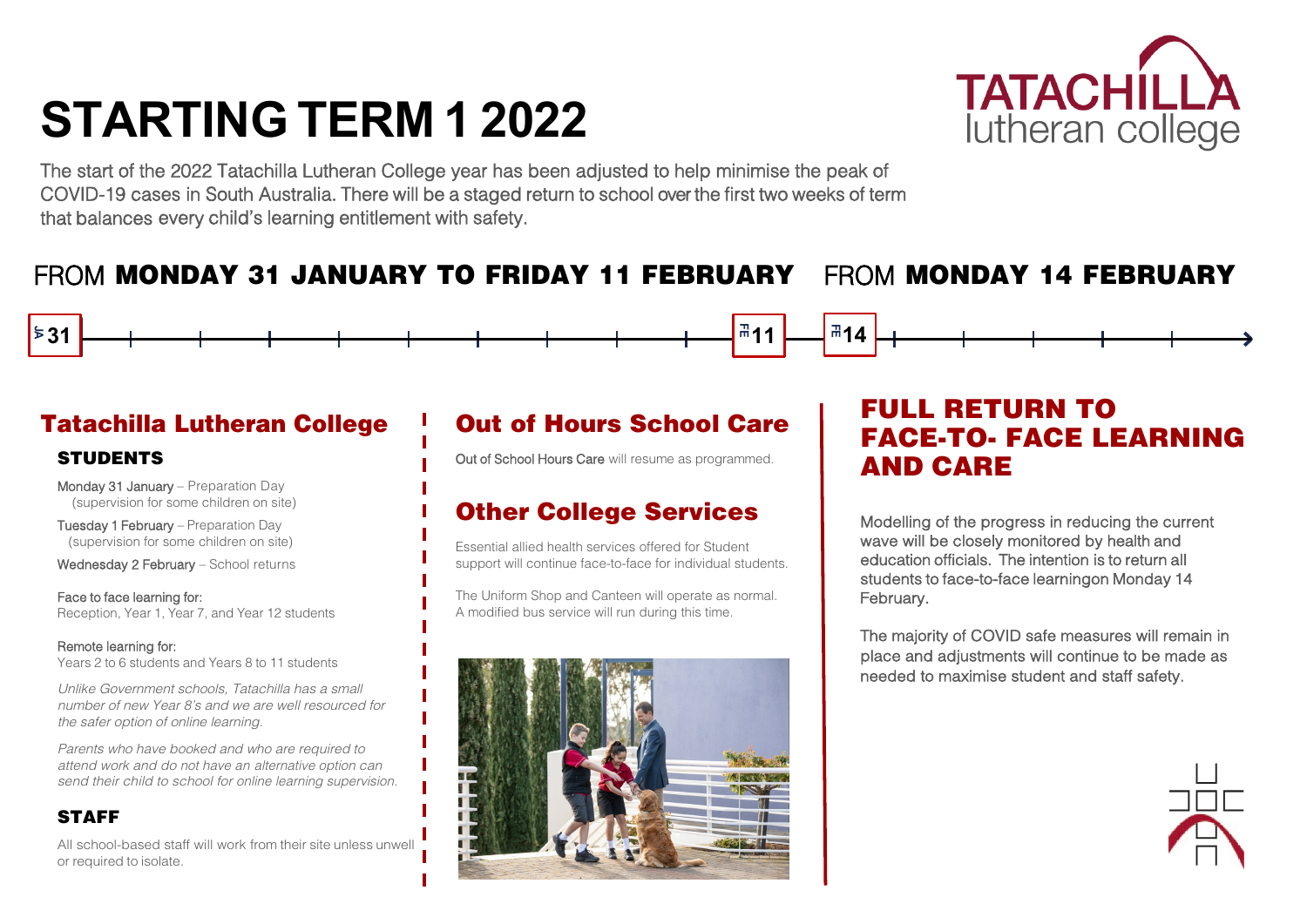# STARTING TERM 1 2022

The start of the 2022 Tatachilla Lutheran College year has been adjusted to help minimise the peak of COVID-19 cases in South Australia. There will be a staged return to school over the first two weeks of term that balances every child's learning entitlement with safety.

## FROM MONDAY 31 JANUARY TO FRIDAY 11 FEBRUARY

JAN 31 — FEB 11

### Tatachilla Lutheran College

#### STUDENTS

Monday 31 January – Preparation Day (supervision for some children on site)

Tuesday 1 February – Preparation Day (supervision for some children on site)

Wednesday 2 February – School returns

Face to face learning for:
Reception, Year 1, Year 7, and Year 12 students

Remote learning for:
Years 2 to 6 students and Years 8 to 11 students

*Unlike Government schools, Tatachilla has a small number of new Year 8's and we are well resourced for the safer option of online learning.*

*Parents who have booked and who are required to attend work and do not have an alternative option can send their child to school for online learning supervision.*

#### STAFF

All school-based staff will work from their site unless unwell or required to isolate.

### Out of Hours School Care

Out of School Hours Care will resume as programmed.

### Other College Services

Essential allied health services offered for Student support will continue face-to-face for individual students.

The Uniform Shop and Canteen will operate as normal. A modified bus service will run during this time.

## FROM MONDAY 14 FEBRUARY

FEB 14

### FULL RETURN TO FACE-TO- FACE LEARNING AND CARE

Modelling of the progress in reducing the current wave will be closely monitored by health and education officials. The intention is to return all students to face-to-face learningon Monday 14 February.

The majority of COVID safe measures will remain in place and adjustments will continue to be made as needed to maximise student and staff safety.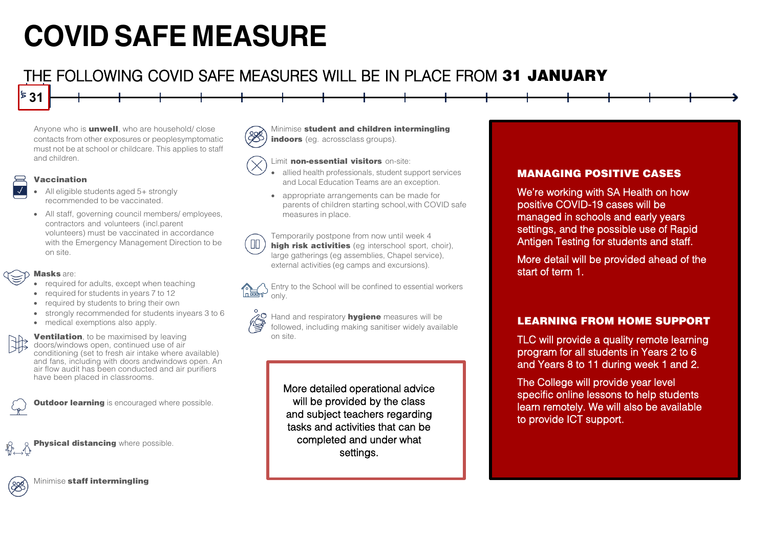# COVID SAFE MEASURE

## THE FOLLOWING COVID SAFE MEASURES WILL BE IN PLACE FROM **31 JANUARY**

31

Anyone who is **unwell**, who are household/ close contacts from other exposures or peoplesymptomatic must not be at school or childcare. This applies to staff and children.

**Vaccination**

- All eligible students aged 5+ strongly recommended to be vaccinated.
- All staff, governing council members/ employees, contractors and volunteers (incl.parent volunteers) must be vaccinated in accordance with the Emergency Management Direction to be on site.

**Masks** are:

- required for adults, except when teaching
- required for students in years 7 to 12
- required by students to bring their own
- strongly recommended for students inyears 3 to 6
- medical exemptions also apply.

**Ventilation**, to be maximised by leaving doors/windows open, continued use of air conditioning (set to fresh air intake where available) and fans, including with doors andwindows open. An air flow audit has been conducted and air purifiers have been placed in classrooms.

**Outdoor learning** is encouraged where possible.

**Physical distancing** where possible.

Minimise **staff intermingling**

Minimise **student and children intermingling indoors** (eg. acrossclass groups).

Limit **non-essential visitors** on-site:

- allied health professionals, student support services and Local Education Teams are an exception.
- appropriate arrangements can be made for parents of children starting school,with COVID safe measures in place.

Temporarily postpone from now until week 4 **high risk activities** (eg interschool sport, choir), large gatherings (eg assemblies, Chapel service), external activities (eg camps and excursions).

Entry to the School will be confined to essential workers only.

Hand and respiratory **hygiene** measures will be followed, including making sanitiser widely available on site.

More detailed operational advice will be provided by the class and subject teachers regarding tasks and activities that can be completed and under what settings.

### MANAGING POSITIVE CASES

We're working with SA Health on how positive COVID-19 cases will be managed in schools and early years settings, and the possible use of Rapid Antigen Testing for students and staff.

More detail will be provided ahead of the start of term 1.

### LEARNING FROM HOME SUPPORT

TLC will provide a quality remote learning program for all students in Years 2 to 6 and Years 8 to 11 during week 1 and 2.

The College will provide year level specific online lessons to help students learn remotely. We will also be available to provide ICT support.